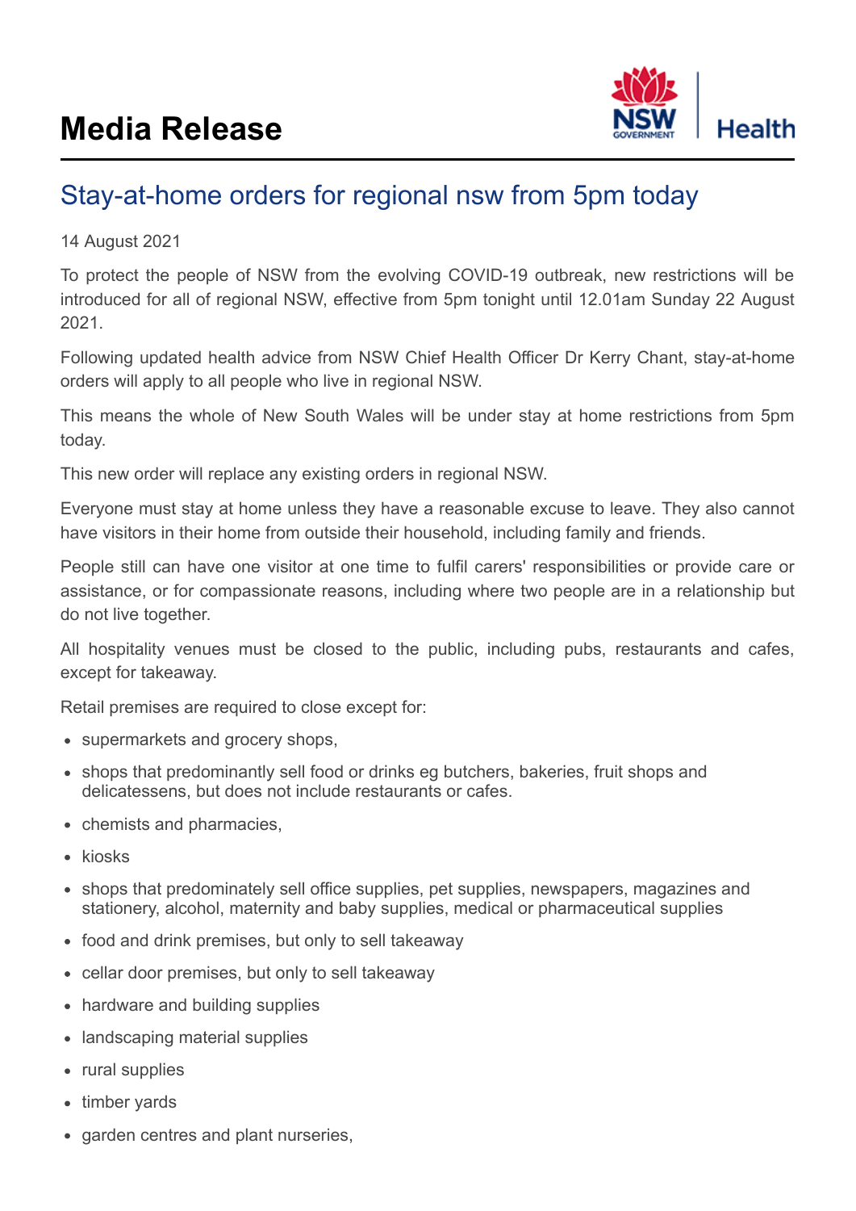# Media Release

## Stay-at-home orders for regional nsw from 5pm today

14 August 2021

To protect the people of NSW from the evolving COVID-19 outbreak, new restrictions will be introduced for all of regional NSW, effective from 5pm tonight until 12.01am Sunday 22 August 2021.

Following updated health advice from NSW Chief Health Officer Dr Kerry Chant, stay-at-home orders will apply to all people who live in regional NSW.

This means the whole of New South Wales will be under stay at home restrictions from 5pm today.

This new order will replace any existing orders in regional NSW.

Everyone must stay at home unless they have a reasonable excuse to leave. They also cannot have visitors in their home from outside their household, including family and friends.

People still can have one visitor at one time to fulfil carers' responsibilities or provide care or assistance, or for compassionate reasons, including where two people are in a relationship but do not live together.

All hospitality venues must be closed to the public, including pubs, restaurants and cafes, except for takeaway.

Retail premises are required to close except for:

- supermarkets and grocery shops,
- shops that predominantly sell food or drinks eg butchers, bakeries, fruit shops and delicatessens, but does not include restaurants or cafes.
- chemists and pharmacies,
- kiosks
- shops that predominately sell office supplies, pet supplies, newspapers, magazines and stationery, alcohol, maternity and baby supplies, medical or pharmaceutical supplies
- food and drink premises, but only to sell takeaway
- cellar door premises, but only to sell takeaway
- hardware and building supplies
- landscaping material supplies
- rural supplies
- timber yards
- garden centres and plant nurseries,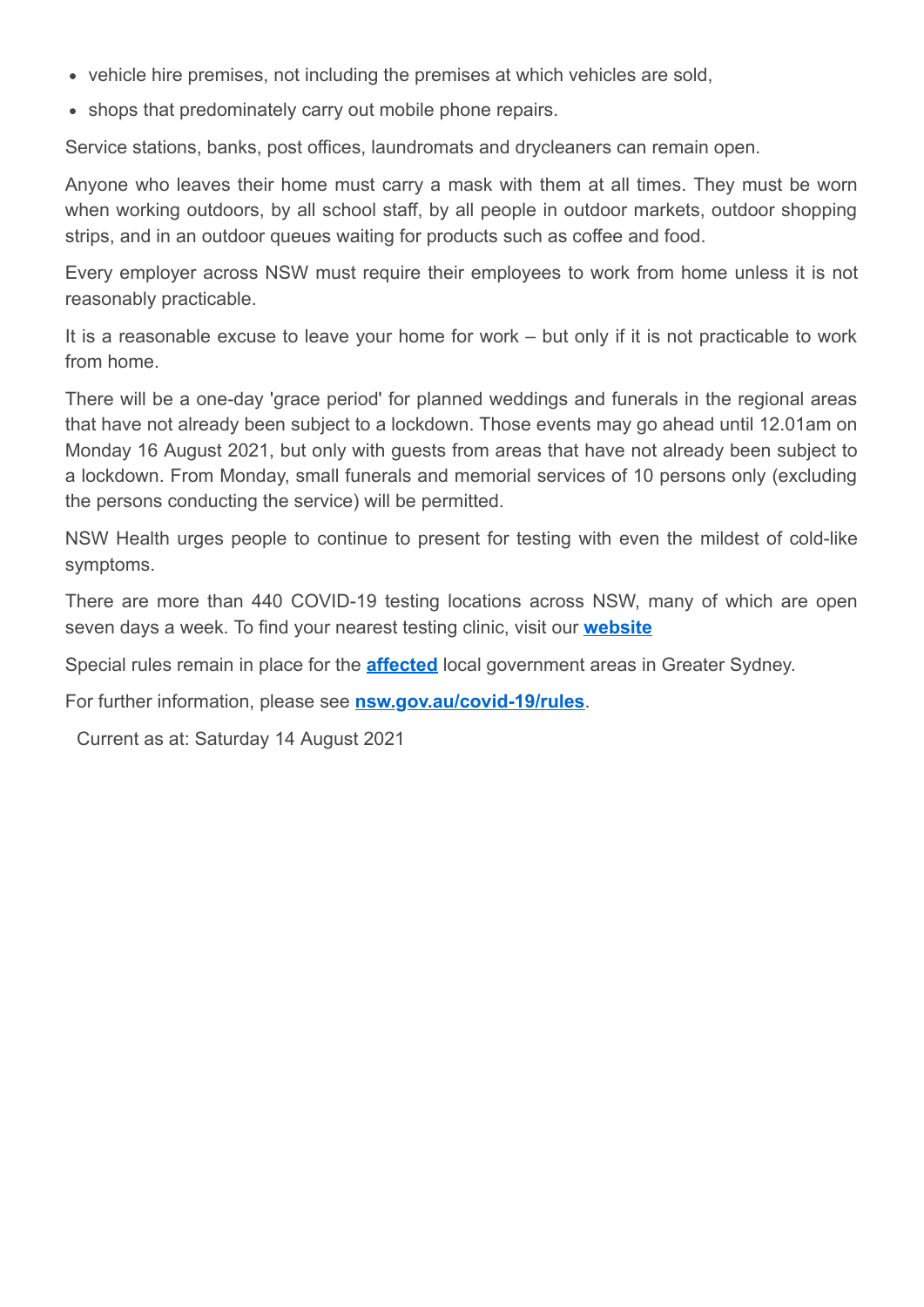- vehicle hire premises, not including the premises at which vehicles are sold,
- shops that predominately carry out mobile phone repairs.

Service stations, banks, post offices, laundromats and drycleaners can remain open.

Anyone who leaves their home must carry a mask with them at all times. They must be worn when working outdoors, by all school staff, by all people in outdoor markets, outdoor shopping strips, and in an outdoor queues waiting for products such as coffee and food.

Every employer across NSW must require their employees to work from home unless it is not reasonably practicable.

It is a reasonable excuse to leave your home for work – but only if it is not practicable to work from home.

There will be a one-day 'grace period' for planned weddings and funerals in the regional areas that have not already been subject to a lockdown. Those events may go ahead until 12.01am on Monday 16 August 2021, but only with guests from areas that have not already been subject to a lockdown. From Monday, small funerals and memorial services of 10 persons only (excluding the persons conducting the service) will be permitted.

NSW Health urges people to continue to present for testing with even the mildest of cold-like symptoms.

There are more than 440 COVID-19 testing locations across NSW, many of which are open seven days a week. To find your nearest testing clinic, visit our **website**

Special rules remain in place for the **affected** local government areas in Greater Sydney.

For further information, please see **nsw.gov.au/covid-19/rules**.

Current as at: Saturday 14 August 2021